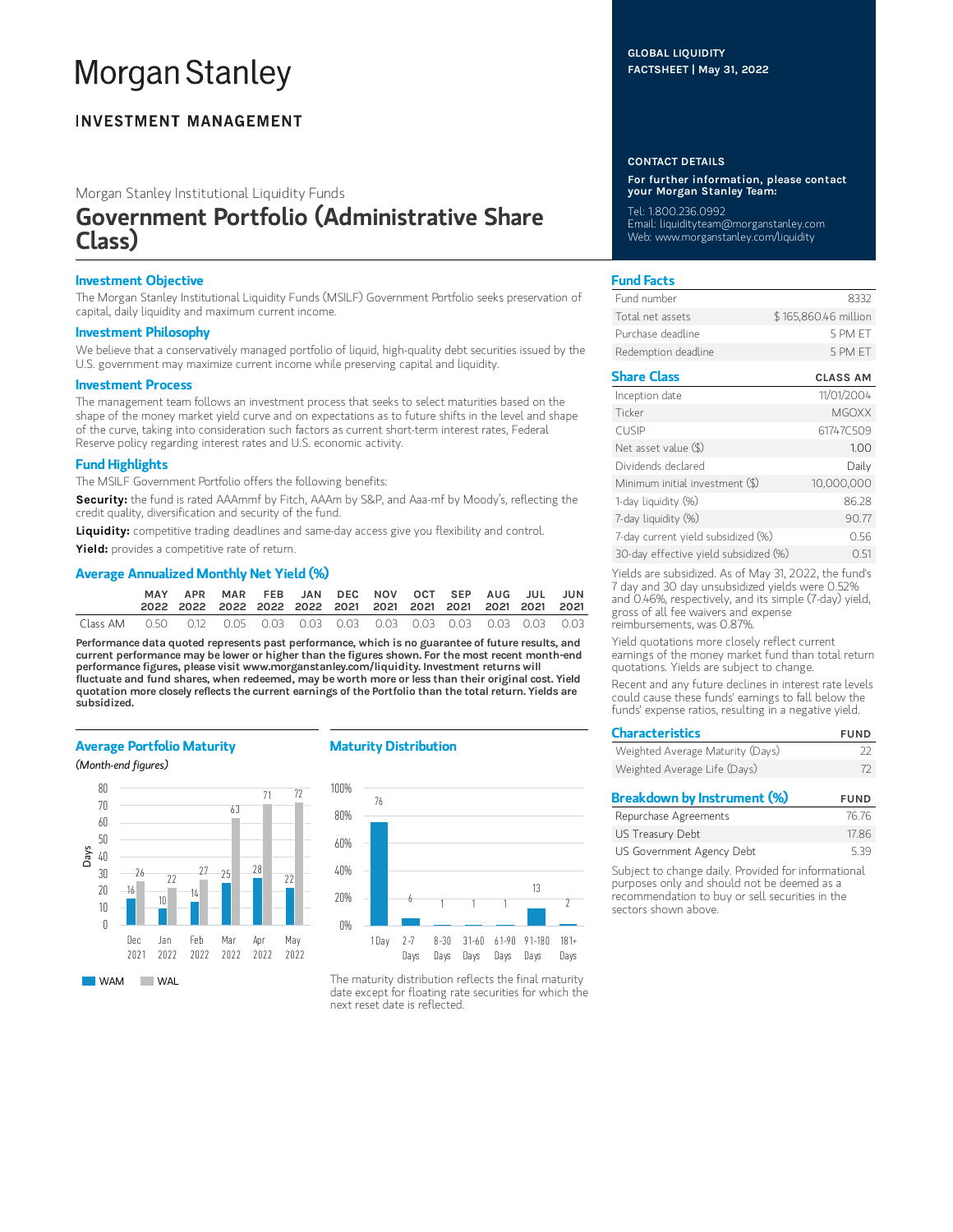# Morgan Stanley

**INVESTMENT MANAGEMENT**

GLOBAL LIQUIDITY
FACTSHEET | May 31, 2022

Morgan Stanley Institutional Liquidity Funds

# Government Portfolio (Administrative Share Class)

## Investment Objective

The Morgan Stanley Institutional Liquidity Funds (MSILF) Government Portfolio seeks preservation of capital, daily liquidity and maximum current income.

## Investment Philosophy

We believe that a conservatively managed portfolio of liquid, high-quality debt securities issued by the U.S. government may maximize current income while preserving capital and liquidity.

## Investment Process

The management team follows an investment process that seeks to select maturities based on the shape of the money market yield curve and on expectations as to future shifts in the level and shape of the curve, taking into consideration such factors as current short-term interest rates, Federal Reserve policy regarding interest rates and U.S. economic activity.

## Fund Highlights

The MSILF Government Portfolio offers the following benefits:

**Security:** the fund is rated AAAmmf by Fitch, AAAm by S&P, and Aaa-mf by Moody's, reflecting the credit quality, diversification and security of the fund.

**Liquidity:** competitive trading deadlines and same-day access give you flexibility and control.

**Yield:** provides a competitive rate of return.

## Average Annualized Monthly Net Yield (%)

| | MAY 2022 | APR 2022 | MAR 2022 | FEB 2022 | JAN 2022 | DEC 2021 | NOV 2021 | OCT 2021 | SEP 2021 | AUG 2021 | JUL 2021 | JUN 2021 |
|---|---|---|---|---|---|---|---|---|---|---|---|---|
| Class AM | 0.50 | 0.12 | 0.05 | 0.03 | 0.03 | 0.03 | 0.03 | 0.03 | 0.03 | 0.03 | 0.03 | 0.03 |

**Performance data quoted represents past performance, which is no guarantee of future results, and current performance may be lower or higher than the figures shown. For the most recent month-end performance figures, please visit www.morganstanley.com/liquidity. Investment returns will fluctuate and fund shares, when redeemed, may be worth more or less than their original cost. Yield quotation more closely reflects the current earnings of the Portfolio than the total return. Yields are subsidized.**

## Average Portfolio Maturity

*(Month-end figures)*

| Days | Dec 2021 | Jan 2022 | Feb 2022 | Mar 2022 | Apr 2022 | May 2022 |
|---|---|---|---|---|---|---|
| WAM | 16 | 10 | 14 | 25 | 28 | 22 |
| WAL | 26 | 22 | 27 | 63 | 71 | 72 |

## Maturity Distribution

| 1 Day | 2-7 Days | 8-30 Days | 31-60 Days | 61-90 Days | 91-180 Days | 181+ Days |
|---|---|---|---|---|---|---|
| 76 | 6 | 1 | 1 | 1 | 13 | 2 |

The maturity distribution reflects the final maturity date except for floating rate securities for which the next reset date is reflected.

## CONTACT DETAILS

**For further information, please contact your Morgan Stanley Team:**

Tel: 1.800.236.0992
Email: liquidityteam@morganstanley.com
Web: www.morganstanley.com/liquidity

## Fund Facts

| | |
|---|---|
| Fund number | 8332 |
| Total net assets | $ 165,860.46 million |
| Purchase deadline | 5 PM ET |
| Redemption deadline | 5 PM ET |

## Share Class

| | CLASS AM |
|---|---|
| Inception date | 11/01/2004 |
| Ticker | MGOXX |
| CUSIP | 61747C509 |
| Net asset value ($) | 1.00 |
| Dividends declared | Daily |
| Minimum initial investment ($) | 10,000,000 |
| 1-day liquidity (%) | 86.28 |
| 7-day liquidity (%) | 90.77 |
| 7-day current yield subsidized (%) | 0.56 |
| 30-day effective yield subsidized (%) | 0.51 |

Yields are subsidized. As of May 31, 2022, the fund's 7 day and 30 day unsubsidized yields were 0.52% and 0.46%, respectively, and its simple (7-day) yield, gross of all fee waivers and expense reimbursements, was 0.87%.

Yield quotations more closely reflect current earnings of the money market fund than total return quotations. Yields are subject to change.

Recent and any future declines in interest rate levels could cause these funds' earnings to fall below the funds' expense ratios, resulting in a negative yield.

## Characteristics

| | FUND |
|---|---|
| Weighted Average Maturity (Days) | 22 |
| Weighted Average Life (Days) | 72 |

## Breakdown by Instrument (%)

| | FUND |
|---|---|
| Repurchase Agreements | 76.76 |
| US Treasury Debt | 17.86 |
| US Government Agency Debt | 5.39 |

Subject to change daily. Provided for informational purposes only and should not be deemed as a recommendation to buy or sell securities in the sectors shown above.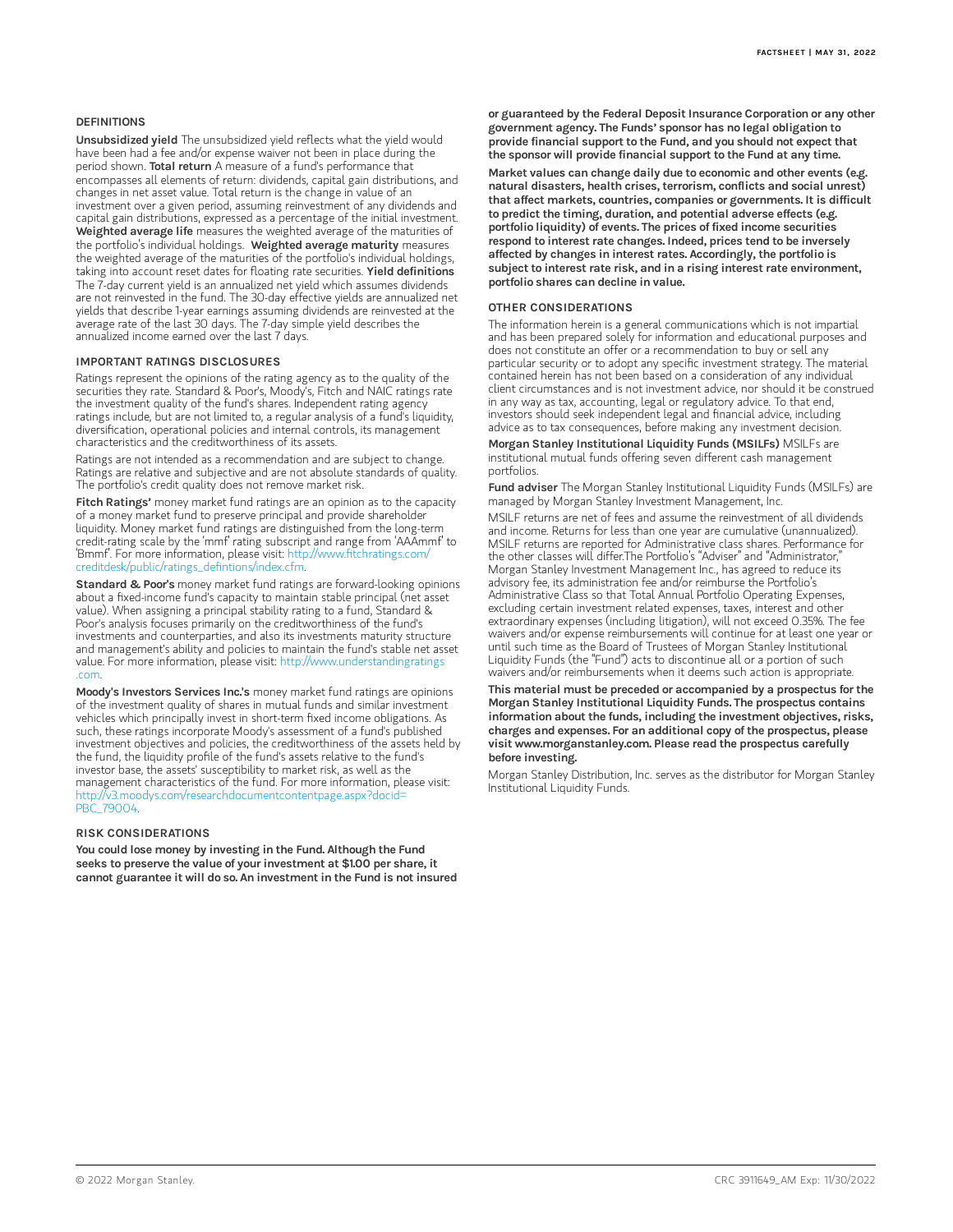## DEFINITIONS

**Unsubsidized yield** The unsubsidized yield reflects what the yield would have been had a fee and/or expense waiver not been in place during the period shown. **Total return** A measure of a fund's performance that encompasses all elements of return: dividends, capital gain distributions, and changes in net asset value. Total return is the change in value of an investment over a given period, assuming reinvestment of any dividends and capital gain distributions, expressed as a percentage of the initial investment. **Weighted average life** measures the weighted average of the maturities of the portfolio's individual holdings. **Weighted average maturity** measures the weighted average of the maturities of the portfolio's individual holdings, taking into account reset dates for floating rate securities. **Yield definitions** The 7-day current yield is an annualized net yield which assumes dividends are not reinvested in the fund. The 30-day effective yields are annualized net yields that describe 1-year earnings assuming dividends are reinvested at the average rate of the last 30 days. The 7-day simple yield describes the annualized income earned over the last 7 days.

## IMPORTANT RATINGS DISCLOSURES

Ratings represent the opinions of the rating agency as to the quality of the securities they rate. Standard & Poor's, Moody's, Fitch and NAIC ratings rate the investment quality of the fund's shares. Independent rating agency ratings include, but are not limited to, a regular analysis of a fund's liquidity, diversification, operational policies and internal controls, its management characteristics and the creditworthiness of its assets.

Ratings are not intended as a recommendation and are subject to change. Ratings are relative and subjective and are not absolute standards of quality. The portfolio's credit quality does not remove market risk.

**Fitch Ratings'** money market fund ratings are an opinion as to the capacity of a money market fund to preserve principal and provide shareholder liquidity. Money market fund ratings are distinguished from the long-term credit-rating scale by the 'mmf' rating subscript and range from 'AAAmmf' to 'Bmmf'. For more information, please visit: http://www.fitchratings.com/creditdesk/public/ratings_defintions/index.cfm.

**Standard & Poor's** money market fund ratings are forward-looking opinions about a fixed-income fund's capacity to maintain stable principal (net asset value). When assigning a principal stability rating to a fund, Standard & Poor's analysis focuses primarily on the creditworthiness of the fund's investments and counterparties, and also its investments maturity structure and management's ability and policies to maintain the fund's stable net asset value. For more information, please visit: http://www.understandingratings.com.

**Moody's Investors Services Inc.'s** money market fund ratings are opinions of the investment quality of shares in mutual funds and similar investment vehicles which principally invest in short-term fixed income obligations. As such, these ratings incorporate Moody's assessment of a fund's published investment objectives and policies, the creditworthiness of the assets held by the fund, the liquidity profile of the fund's assets relative to the fund's investor base, the assets' susceptibility to market risk, as well as the management characteristics of the fund. For more information, please visit: http://v3.moodys.com/researchdocumentcontentpage.aspx?docid=PBC_79004.

## RISK CONSIDERATIONS

**You could lose money by investing in the Fund. Although the Fund seeks to preserve the value of your investment at $1.00 per share, it cannot guarantee it will do so. An investment in the Fund is not insured or guaranteed by the Federal Deposit Insurance Corporation or any other government agency. The Funds' sponsor has no legal obligation to provide financial support to the Fund, and you should not expect that the sponsor will provide financial support to the Fund at any time.**

**Market values can change daily due to economic and other events (e.g. natural disasters, health crises, terrorism, conflicts and social unrest) that affect markets, countries, companies or governments. It is difficult to predict the timing, duration, and potential adverse effects (e.g. portfolio liquidity) of events. The prices of fixed income securities respond to interest rate changes. Indeed, prices tend to be inversely affected by changes in interest rates. Accordingly, the portfolio is subject to interest rate risk, and in a rising interest rate environment, portfolio shares can decline in value.**

## OTHER CONSIDERATIONS

The information herein is a general communications which is not impartial and has been prepared solely for information and educational purposes and does not constitute an offer or a recommendation to buy or sell any particular security or to adopt any specific investment strategy. The material contained herein has not been based on a consideration of any individual client circumstances and is not investment advice, nor should it be construed in any way as tax, accounting, legal or regulatory advice. To that end, investors should seek independent legal and financial advice, including advice as to tax consequences, before making any investment decision.

**Morgan Stanley Institutional Liquidity Funds (MSILFs)** MSILFs are institutional mutual funds offering seven different cash management portfolios.

**Fund adviser** The Morgan Stanley Institutional Liquidity Funds (MSILFs) are managed by Morgan Stanley Investment Management, Inc.

MSILF returns are net of fees and assume the reinvestment of all dividends and income. Returns for less than one year are cumulative (unannualized). MSILF returns are reported for Administrative class shares. Performance for the other classes will differ.The Portfolio's "Adviser" and "Administrator," Morgan Stanley Investment Management Inc., has agreed to reduce its advisory fee, its administration fee and/or reimburse the Portfolio's Administrative Class so that Total Annual Portfolio Operating Expenses, excluding certain investment related expenses, taxes, interest and other extraordinary expenses (including litigation), will not exceed 0.35%. The fee waivers and/or expense reimbursements will continue for at least one year or until such time as the Board of Trustees of Morgan Stanley Institutional Liquidity Funds (the "Fund") acts to discontinue all or a portion of such waivers and/or reimbursements when it deems such action is appropriate.

**This material must be preceded or accompanied by a prospectus for the Morgan Stanley Institutional Liquidity Funds. The prospectus contains information about the funds, including the investment objectives, risks, charges and expenses. For an additional copy of the prospectus, please visit www.morganstanley.com. Please read the prospectus carefully before investing.**

Morgan Stanley Distribution, Inc. serves as the distributor for Morgan Stanley Institutional Liquidity Funds.

© 2022 Morgan Stanley.

CRC 3911649_AM Exp: 11/30/2022